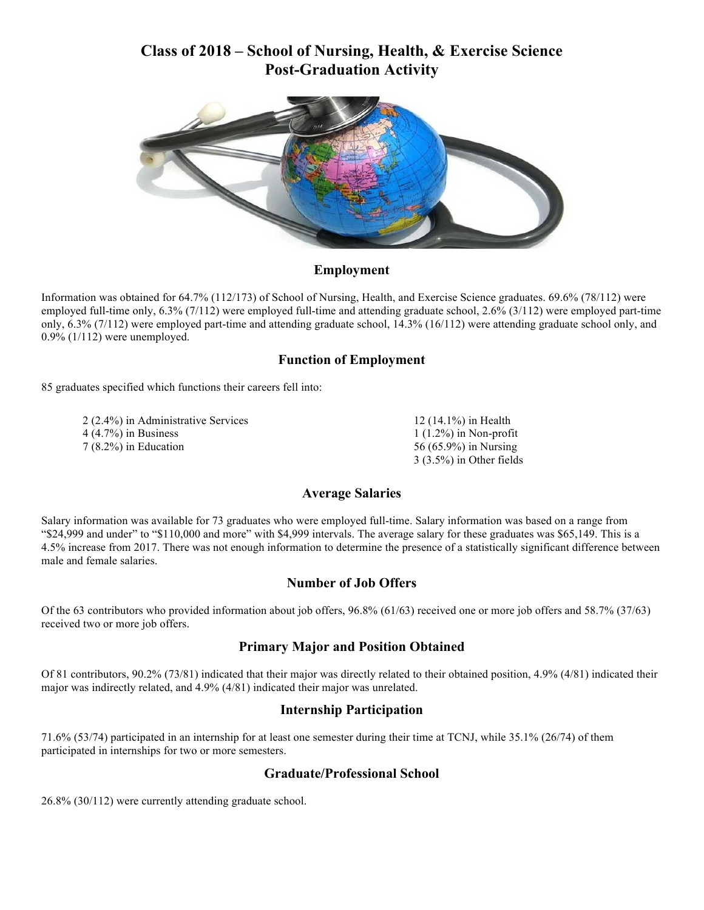# Class of 2018 – School of Nursing, Health, & Exercise Science
# Post-Graduation Activity

## Employment

Information was obtained for 64.7% (112/173) of School of Nursing, Health, and Exercise Science graduates. 69.6% (78/112) were employed full-time only, 6.3% (7/112) were employed full-time and attending graduate school, 2.6% (3/112) were employed part-time only, 6.3% (7/112) were employed part-time and attending graduate school, 14.3% (16/112) were attending graduate school only, and 0.9% (1/112) were unemployed.

## Function of Employment

85 graduates specified which functions their careers fell into:

- 2 (2.4%) in Administrative Services
- 4 (4.7%) in Business
- 7 (8.2%) in Education
- 12 (14.1%) in Health
- 1 (1.2%) in Non-profit
- 56 (65.9%) in Nursing
- 3 (3.5%) in Other fields

## Average Salaries

Salary information was available for 73 graduates who were employed full-time. Salary information was based on a range from "$24,999 and under" to "$110,000 and more" with $4,999 intervals. The average salary for these graduates was $65,149. This is a 4.5% increase from 2017. There was not enough information to determine the presence of a statistically significant difference between male and female salaries.

## Number of Job Offers

Of the 63 contributors who provided information about job offers, 96.8% (61/63) received one or more job offers and 58.7% (37/63) received two or more job offers.

## Primary Major and Position Obtained

Of 81 contributors, 90.2% (73/81) indicated that their major was directly related to their obtained position, 4.9% (4/81) indicated their major was indirectly related, and 4.9% (4/81) indicated their major was unrelated.

## Internship Participation

71.6% (53/74) participated in an internship for at least one semester during their time at TCNJ, while 35.1% (26/74) of them participated in internships for two or more semesters.

## Graduate/Professional School

26.8% (30/112) were currently attending graduate school.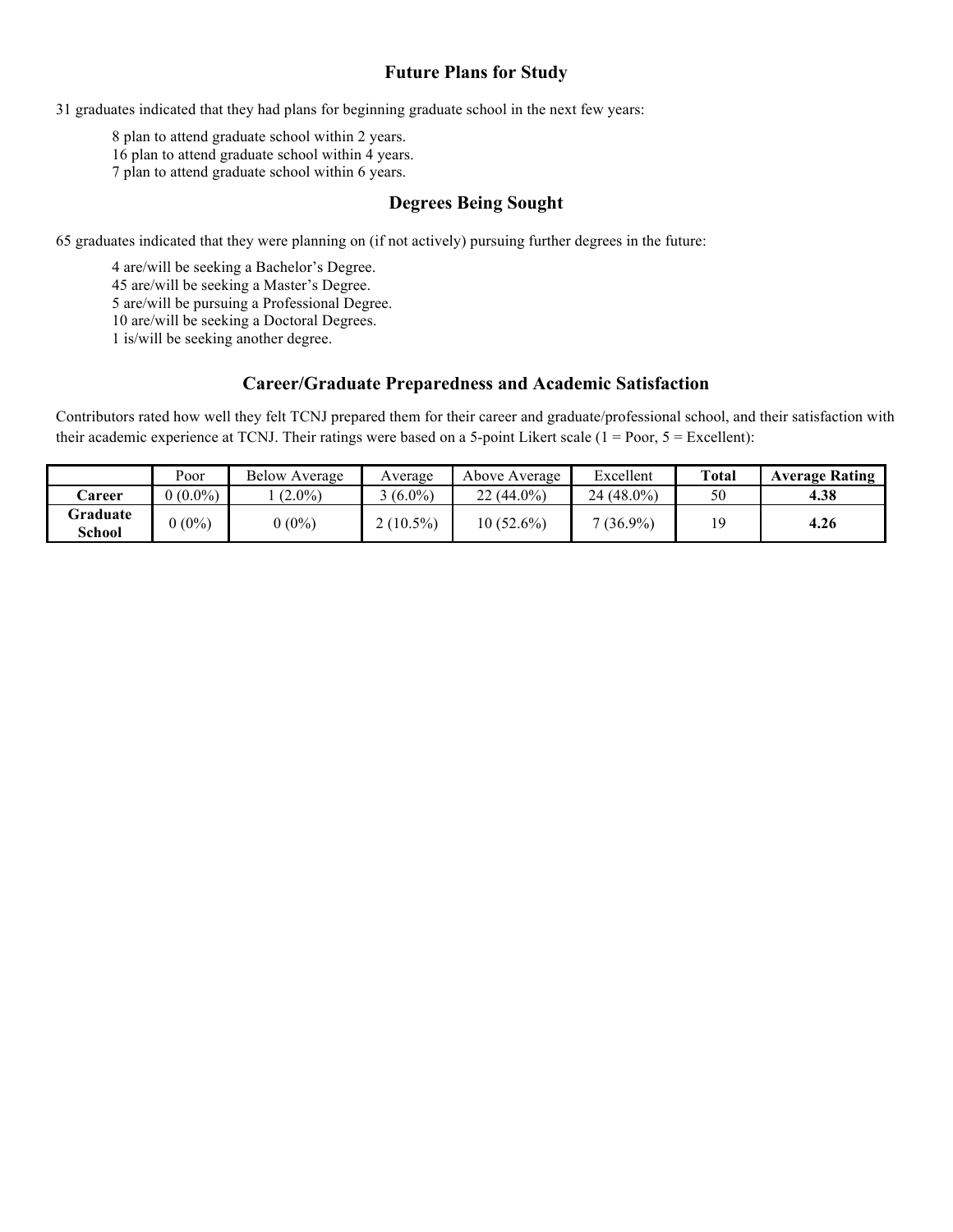## Future Plans for Study

31 graduates indicated that they had plans for beginning graduate school in the next few years:

8 plan to attend graduate school within 2 years.
16 plan to attend graduate school within 4 years.
7 plan to attend graduate school within 6 years.

## Degrees Being Sought

65 graduates indicated that they were planning on (if not actively) pursuing further degrees in the future:

4 are/will be seeking a Bachelor's Degree.
45 are/will be seeking a Master's Degree.
5 are/will be pursuing a Professional Degree.
10 are/will be seeking a Doctoral Degrees.
1 is/will be seeking another degree.

## Career/Graduate Preparedness and Academic Satisfaction

Contributors rated how well they felt TCNJ prepared them for their career and graduate/professional school, and their satisfaction with their academic experience at TCNJ. Their ratings were based on a 5-point Likert scale (1 = Poor, 5 = Excellent):

| | Poor | Below Average | Average | Above Average | Excellent | **Total** | **Average Rating** |
|---|---|---|---|---|---|---|---|
| **Career** | 0 (0.0%) | 1 (2.0%) | 3 (6.0%) | 22 (44.0%) | 24 (48.0%) | 50 | **4.38** |
| **Graduate School** | 0 (0%) | 0 (0%) | 2 (10.5%) | 10 (52.6%) | 7 (36.9%) | 19 | **4.26** |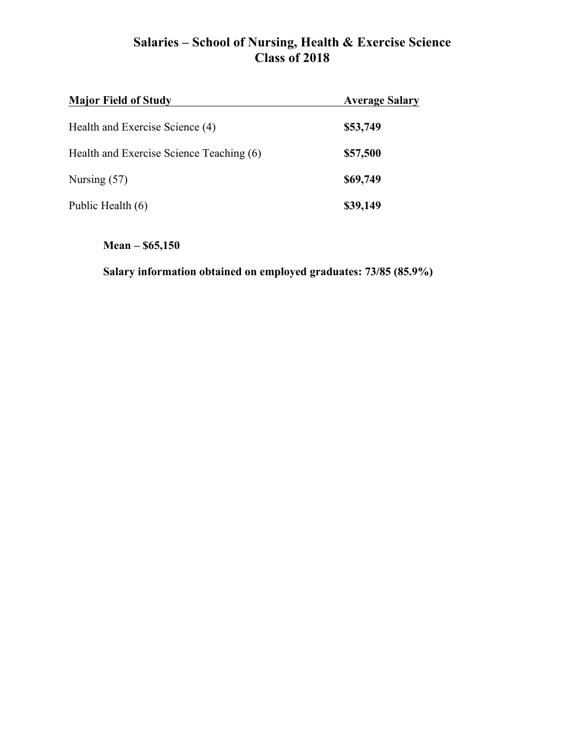# Salaries – School of Nursing, Health & Exercise Science
## Class of 2018

| Major Field of Study | Average Salary |
|---|---|
| Health and Exercise Science (4) | **$53,749** |
| Health and Exercise Science Teaching (6) | **$57,500** |
| Nursing (57) | **$69,749** |
| Public Health (6) | **$39,149** |

**Mean – $65,150**

**Salary information obtained on employed graduates: 73/85 (85.9%)**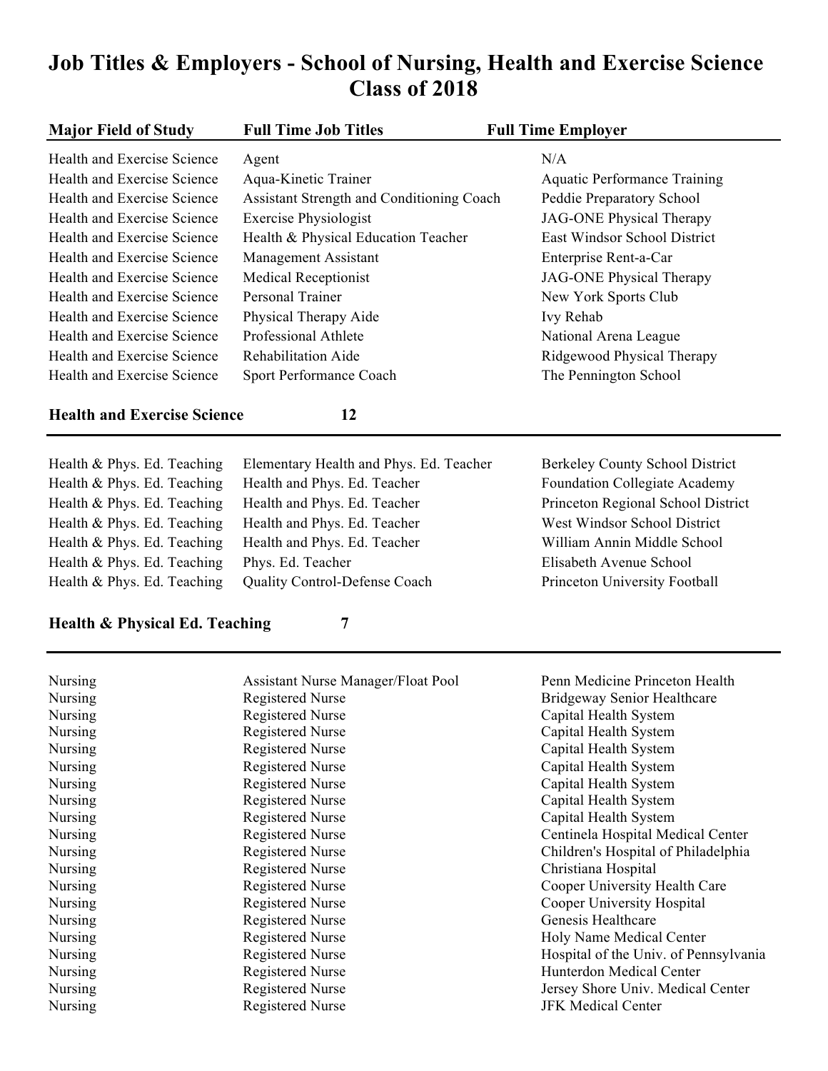# Job Titles & Employers - School of Nursing, Health and Exercise Science Class of 2018

| Major Field of Study | Full Time Job Titles | Full Time Employer |
|---|---|---|
| Health and Exercise Science | Agent | N/A |
| Health and Exercise Science | Aqua-Kinetic Trainer | Aquatic Performance Training |
| Health and Exercise Science | Assistant Strength and Conditioning Coach | Peddie Preparatory School |
| Health and Exercise Science | Exercise Physiologist | JAG-ONE Physical Therapy |
| Health and Exercise Science | Health & Physical Education Teacher | East Windsor School District |
| Health and Exercise Science | Management Assistant | Enterprise Rent-a-Car |
| Health and Exercise Science | Medical Receptionist | JAG-ONE Physical Therapy |
| Health and Exercise Science | Personal Trainer | New York Sports Club |
| Health and Exercise Science | Physical Therapy Aide | Ivy Rehab |
| Health and Exercise Science | Professional Athlete | National Arena League |
| Health and Exercise Science | Rehabilitation Aide | Ridgewood Physical Therapy |
| Health and Exercise Science | Sport Performance Coach | The Pennington School |
| **Health and Exercise Science** | **12** | |
| Health & Phys. Ed. Teaching | Elementary Health and Phys. Ed. Teacher | Berkeley County School District |
| Health & Phys. Ed. Teaching | Health and Phys. Ed. Teacher | Foundation Collegiate Academy |
| Health & Phys. Ed. Teaching | Health and Phys. Ed. Teacher | Princeton Regional School District |
| Health & Phys. Ed. Teaching | Health and Phys. Ed. Teacher | West Windsor School District |
| Health & Phys. Ed. Teaching | Health and Phys. Ed. Teacher | William Annin Middle School |
| Health & Phys. Ed. Teaching | Phys. Ed. Teacher | Elisabeth Avenue School |
| Health & Phys. Ed. Teaching | Quality Control-Defense Coach | Princeton University Football |
| **Health & Physical Ed. Teaching** | **7** | |
| Nursing | Assistant Nurse Manager/Float Pool | Penn Medicine Princeton Health |
| Nursing | Registered Nurse | Bridgeway Senior Healthcare |
| Nursing | Registered Nurse | Capital Health System |
| Nursing | Registered Nurse | Capital Health System |
| Nursing | Registered Nurse | Capital Health System |
| Nursing | Registered Nurse | Capital Health System |
| Nursing | Registered Nurse | Capital Health System |
| Nursing | Registered Nurse | Capital Health System |
| Nursing | Registered Nurse | Capital Health System |
| Nursing | Registered Nurse | Centinela Hospital Medical Center |
| Nursing | Registered Nurse | Children's Hospital of Philadelphia |
| Nursing | Registered Nurse | Christiana Hospital |
| Nursing | Registered Nurse | Cooper University Health Care |
| Nursing | Registered Nurse | Cooper University Hospital |
| Nursing | Registered Nurse | Genesis Healthcare |
| Nursing | Registered Nurse | Holy Name Medical Center |
| Nursing | Registered Nurse | Hospital of the Univ. of Pennsylvania |
| Nursing | Registered Nurse | Hunterdon Medical Center |
| Nursing | Registered Nurse | Jersey Shore Univ. Medical Center |
| Nursing | Registered Nurse | JFK Medical Center |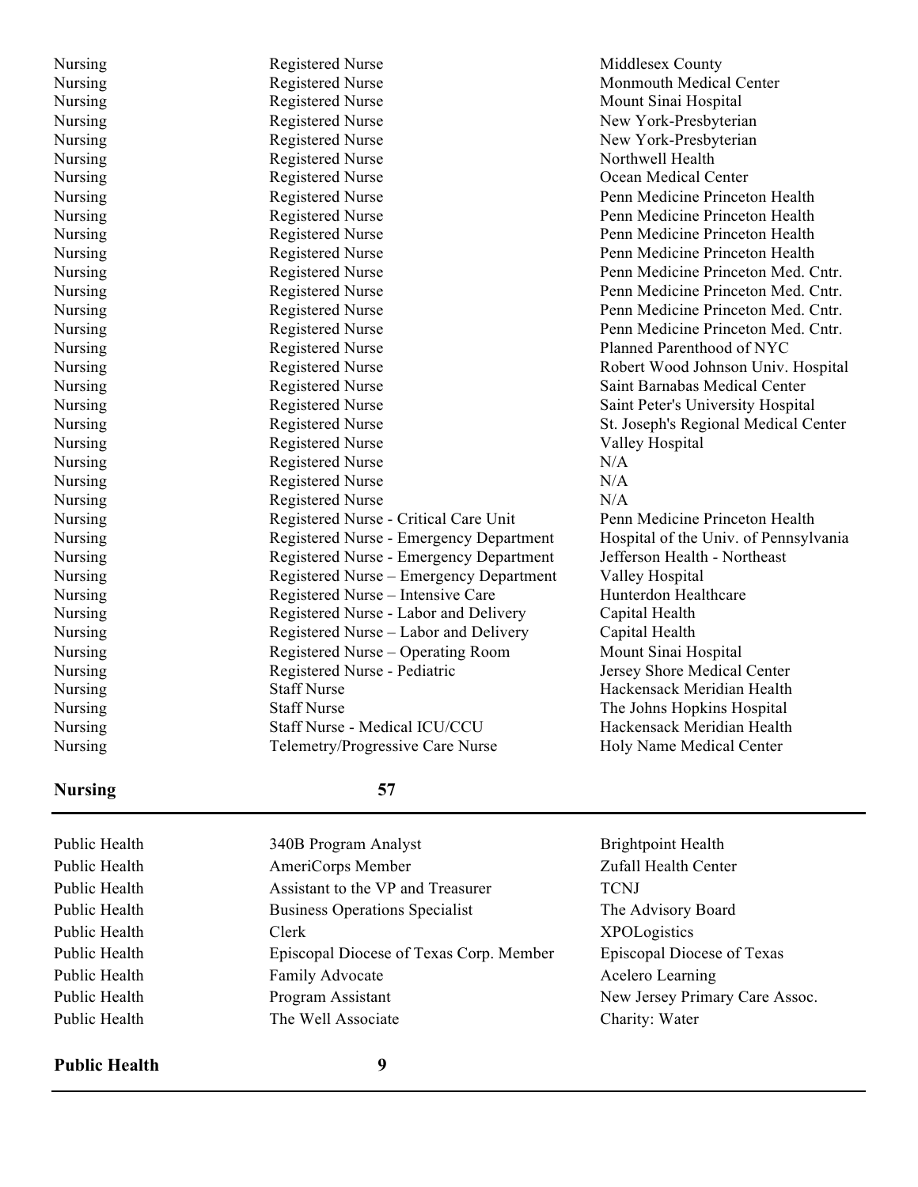| | | |
|---|---|---|
| Nursing | Registered Nurse | Middlesex County |
| Nursing | Registered Nurse | Monmouth Medical Center |
| Nursing | Registered Nurse | Mount Sinai Hospital |
| Nursing | Registered Nurse | New York-Presbyterian |
| Nursing | Registered Nurse | New York-Presbyterian |
| Nursing | Registered Nurse | Northwell Health |
| Nursing | Registered Nurse | Ocean Medical Center |
| Nursing | Registered Nurse | Penn Medicine Princeton Health |
| Nursing | Registered Nurse | Penn Medicine Princeton Health |
| Nursing | Registered Nurse | Penn Medicine Princeton Health |
| Nursing | Registered Nurse | Penn Medicine Princeton Health |
| Nursing | Registered Nurse | Penn Medicine Princeton Med. Cntr. |
| Nursing | Registered Nurse | Penn Medicine Princeton Med. Cntr. |
| Nursing | Registered Nurse | Penn Medicine Princeton Med. Cntr. |
| Nursing | Registered Nurse | Penn Medicine Princeton Med. Cntr. |
| Nursing | Registered Nurse | Planned Parenthood of NYC |
| Nursing | Registered Nurse | Robert Wood Johnson Univ. Hospital |
| Nursing | Registered Nurse | Saint Barnabas Medical Center |
| Nursing | Registered Nurse | Saint Peter's University Hospital |
| Nursing | Registered Nurse | St. Joseph's Regional Medical Center |
| Nursing | Registered Nurse | Valley Hospital |
| Nursing | Registered Nurse | N/A |
| Nursing | Registered Nurse | N/A |
| Nursing | Registered Nurse | N/A |
| Nursing | Registered Nurse - Critical Care Unit | Penn Medicine Princeton Health |
| Nursing | Registered Nurse - Emergency Department | Hospital of the Univ. of Pennsylvania |
| Nursing | Registered Nurse - Emergency Department | Jefferson Health - Northeast |
| Nursing | Registered Nurse – Emergency Department | Valley Hospital |
| Nursing | Registered Nurse – Intensive Care | Hunterdon Healthcare |
| Nursing | Registered Nurse - Labor and Delivery | Capital Health |
| Nursing | Registered Nurse – Labor and Delivery | Capital Health |
| Nursing | Registered Nurse – Operating Room | Mount Sinai Hospital |
| Nursing | Registered Nurse - Pediatric | Jersey Shore Medical Center |
| Nursing | Staff Nurse | Hackensack Meridian Health |
| Nursing | Staff Nurse | The Johns Hopkins Hospital |
| Nursing | Staff Nurse - Medical ICU/CCU | Hackensack Meridian Health |
| Nursing | Telemetry/Progressive Care Nurse | Holy Name Medical Center |
| **Nursing** | **57** | |

| | | |
|---|---|---|
| Public Health | 340B Program Analyst | Brightpoint Health |
| Public Health | AmeriCorps Member | Zufall Health Center |
| Public Health | Assistant to the VP and Treasurer | TCNJ |
| Public Health | Business Operations Specialist | The Advisory Board |
| Public Health | Clerk | XPOLogistics |
| Public Health | Episcopal Diocese of Texas Corp. Member | Episcopal Diocese of Texas |
| Public Health | Family Advocate | Acelero Learning |
| Public Health | Program Assistant | New Jersey Primary Care Assoc. |
| Public Health | The Well Associate | Charity: Water |
| **Public Health** | **9** | |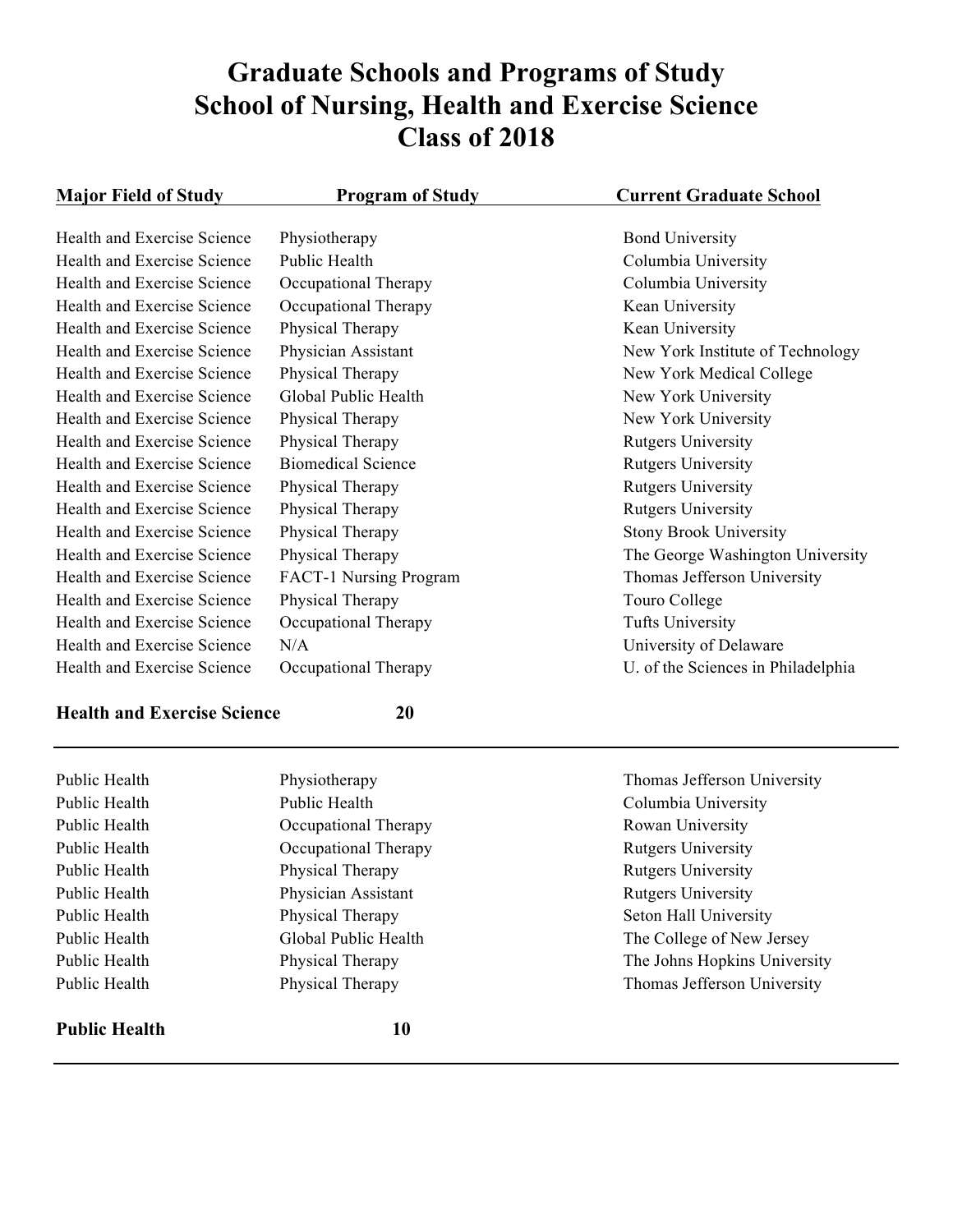# Graduate Schools and Programs of Study
# School of Nursing, Health and Exercise Science
# Class of 2018

| Major Field of Study | Program of Study | Current Graduate School |
|---|---|---|
| Health and Exercise Science | Physiotherapy | Bond University |
| Health and Exercise Science | Public Health | Columbia University |
| Health and Exercise Science | Occupational Therapy | Columbia University |
| Health and Exercise Science | Occupational Therapy | Kean University |
| Health and Exercise Science | Physical Therapy | Kean University |
| Health and Exercise Science | Physician Assistant | New York Institute of Technology |
| Health and Exercise Science | Physical Therapy | New York Medical College |
| Health and Exercise Science | Global Public Health | New York University |
| Health and Exercise Science | Physical Therapy | New York University |
| Health and Exercise Science | Physical Therapy | Rutgers University |
| Health and Exercise Science | Biomedical Science | Rutgers University |
| Health and Exercise Science | Physical Therapy | Rutgers University |
| Health and Exercise Science | Physical Therapy | Rutgers University |
| Health and Exercise Science | Physical Therapy | Stony Brook University |
| Health and Exercise Science | Physical Therapy | The George Washington University |
| Health and Exercise Science | FACT-1 Nursing Program | Thomas Jefferson University |
| Health and Exercise Science | Physical Therapy | Touro College |
| Health and Exercise Science | Occupational Therapy | Tufts University |
| Health and Exercise Science | N/A | University of Delaware |
| Health and Exercise Science | Occupational Therapy | U. of the Sciences in Philadelphia |
| **Health and Exercise Science** | **20** | |

| | | |
|---|---|---|
| Public Health | Physiotherapy | Thomas Jefferson University |
| Public Health | Public Health | Columbia University |
| Public Health | Occupational Therapy | Rowan University |
| Public Health | Occupational Therapy | Rutgers University |
| Public Health | Physical Therapy | Rutgers University |
| Public Health | Physician Assistant | Rutgers University |
| Public Health | Physical Therapy | Seton Hall University |
| Public Health | Global Public Health | The College of New Jersey |
| Public Health | Physical Therapy | The Johns Hopkins University |
| Public Health | Physical Therapy | Thomas Jefferson University |
| **Public Health** | **10** | |